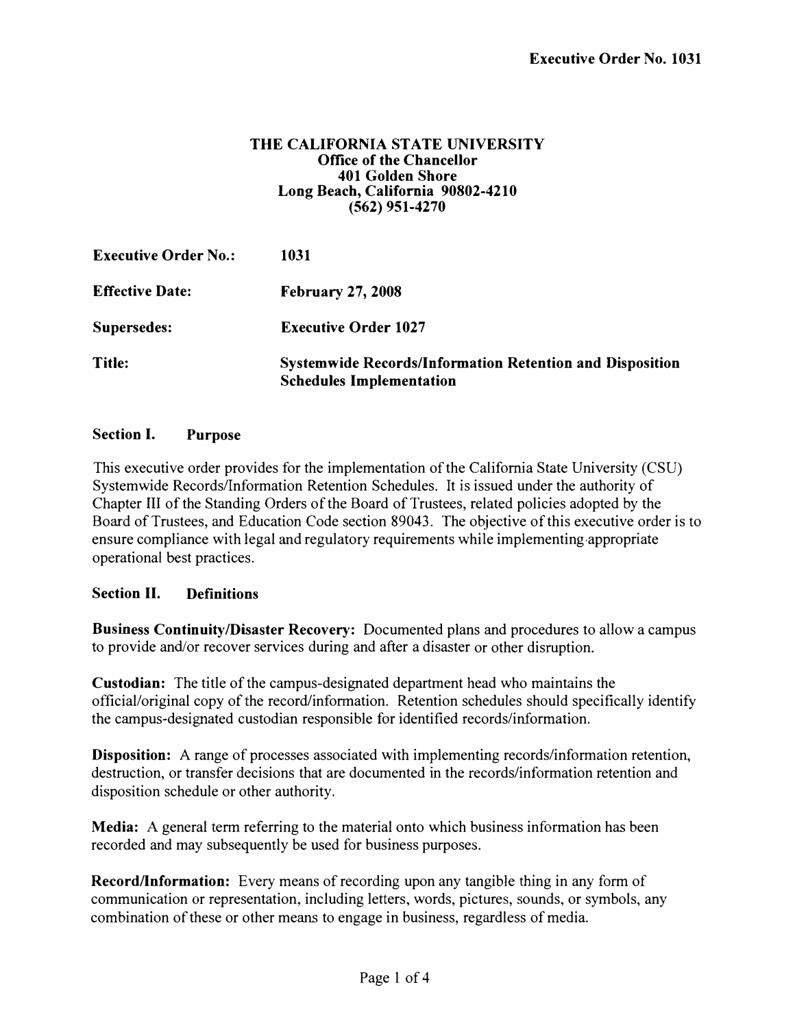**Executive Order No. 1031**

**THE CALIFORNIA STATE UNIVERSITY**
**Office of the Chancellor**
**401 Golden Shore**
**Long Beach, California 90802-4210**
**(562) 951-4270**

| | |
|---|---|
| **Executive Order No.:** | **1031** |
| **Effective Date:** | **February 27, 2008** |
| **Supersedes:** | **Executive Order 1027** |
| **Title:** | **Systemwide Records/Information Retention and Disposition Schedules Implementation** |

## Section I. Purpose

This executive order provides for the implementation of the California State University (CSU) Systemwide Records/Information Retention Schedules. It is issued under the authority of Chapter III of the Standing Orders of the Board of Trustees, related policies adopted by the Board of Trustees, and Education Code section 89043. The objective of this executive order is to ensure compliance with legal and regulatory requirements while implementing appropriate operational best practices.

## Section II. Definitions

**Business Continuity/Disaster Recovery:** Documented plans and procedures to allow a campus to provide and/or recover services during and after a disaster or other disruption.

**Custodian:** The title of the campus-designated department head who maintains the official/original copy of the record/information. Retention schedules should specifically identify the campus-designated custodian responsible for identified records/information.

**Disposition:** A range of processes associated with implementing records/information retention, destruction, or transfer decisions that are documented in the records/information retention and disposition schedule or other authority.

**Media:** A general term referring to the material onto which business information has been recorded and may subsequently be used for business purposes.

**Record/Information:** Every means of recording upon any tangible thing in any form of communication or representation, including letters, words, pictures, sounds, or symbols, any combination of these or other means to engage in business, regardless of media.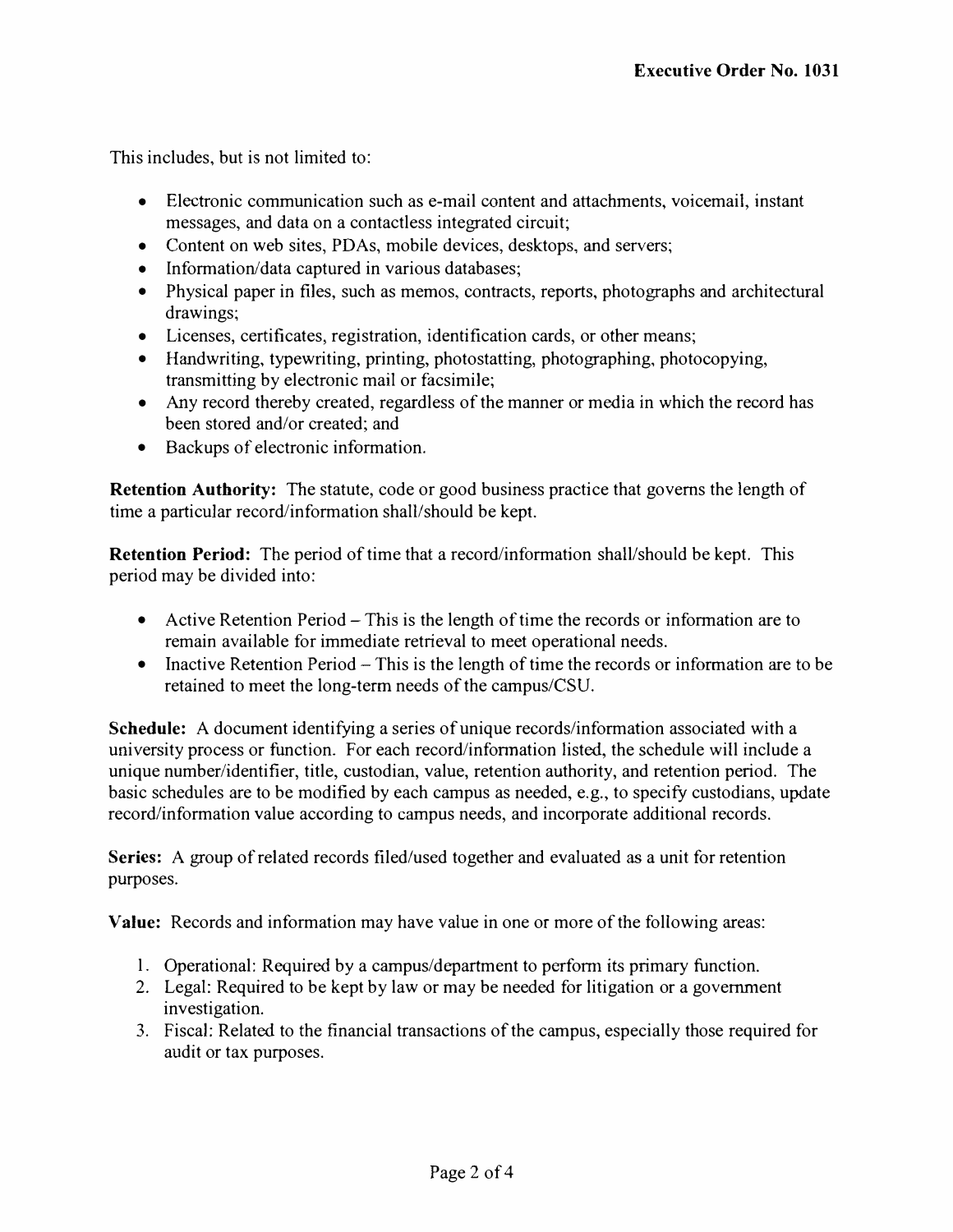This includes, but is not limited to:

- Electronic communication such as e-mail content and attachments, voicemail, instant messages, and data on a contactless integrated circuit;
- Content on web sites, PDAs, mobile devices, desktops, and servers;
- Information/data captured in various databases;
- Physical paper in files, such as memos, contracts, reports, photographs and architectural drawings;
- Licenses, certificates, registration, identification cards, or other means;
- Handwriting, typewriting, printing, photostatting, photographing, photocopying, transmitting by electronic mail or facsimile;
- Any record thereby created, regardless of the manner or media in which the record has been stored and/or created; and
- Backups of electronic information.

**Retention Authority:** The statute, code or good business practice that governs the length of time a particular record/information shall/should be kept.

**Retention Period:** The period of time that a record/information shall/should be kept. This period may be divided into:

- Active Retention Period – This is the length of time the records or information are to remain available for immediate retrieval to meet operational needs.
- Inactive Retention Period – This is the length of time the records or information are to be retained to meet the long-term needs of the campus/CSU.

**Schedule:** A document identifying a series of unique records/information associated with a university process or function. For each record/information listed, the schedule will include a unique number/identifier, title, custodian, value, retention authority, and retention period. The basic schedules are to be modified by each campus as needed, e.g., to specify custodians, update record/information value according to campus needs, and incorporate additional records.

**Series:** A group of related records filed/used together and evaluated as a unit for retention purposes.

**Value:** Records and information may have value in one or more of the following areas:

1. Operational: Required by a campus/department to perform its primary function.
2. Legal: Required to be kept by law or may be needed for litigation or a government investigation.
3. Fiscal: Related to the financial transactions of the campus, especially those required for audit or tax purposes.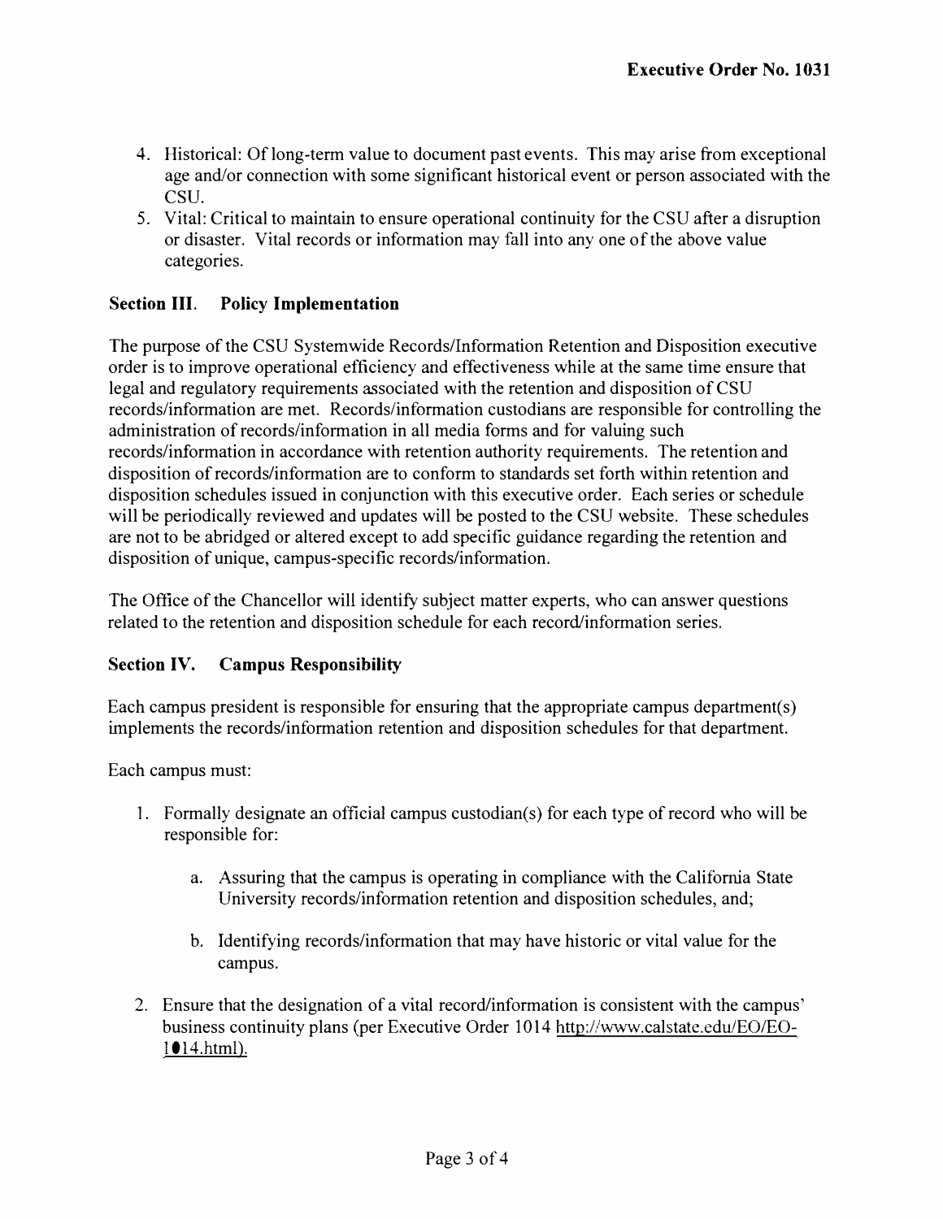4. Historical: Of long-term value to document past events. This may arise from exceptional age and/or connection with some significant historical event or person associated with the CSU.
5. Vital: Critical to maintain to ensure operational continuity for the CSU after a disruption or disaster. Vital records or information may fall into any one of the above value categories.

**Section III. Policy Implementation**

The purpose of the CSU Systemwide Records/Information Retention and Disposition executive order is to improve operational efficiency and effectiveness while at the same time ensure that legal and regulatory requirements associated with the retention and disposition of CSU records/information are met. Records/information custodians are responsible for controlling the administration of records/information in all media forms and for valuing such records/information in accordance with retention authority requirements. The retention and disposition of records/information are to conform to standards set forth within retention and disposition schedules issued in conjunction with this executive order. Each series or schedule will be periodically reviewed and updates will be posted to the CSU website. These schedules are not to be abridged or altered except to add specific guidance regarding the retention and disposition of unique, campus-specific records/information.

The Office of the Chancellor will identify subject matter experts, who can answer questions related to the retention and disposition schedule for each record/information series.

**Section IV. Campus Responsibility**

Each campus president is responsible for ensuring that the appropriate campus department(s) implements the records/information retention and disposition schedules for that department.

Each campus must:

1. Formally designate an official campus custodian(s) for each type of record who will be responsible for:

   a. Assuring that the campus is operating in compliance with the California State University records/information retention and disposition schedules, and;

   b. Identifying records/information that may have historic or vital value for the campus.

2. Ensure that the designation of a vital record/information is consistent with the campus' business continuity plans (per Executive Order 1014 http://www.calstate.edu/EO/EO-1014.html).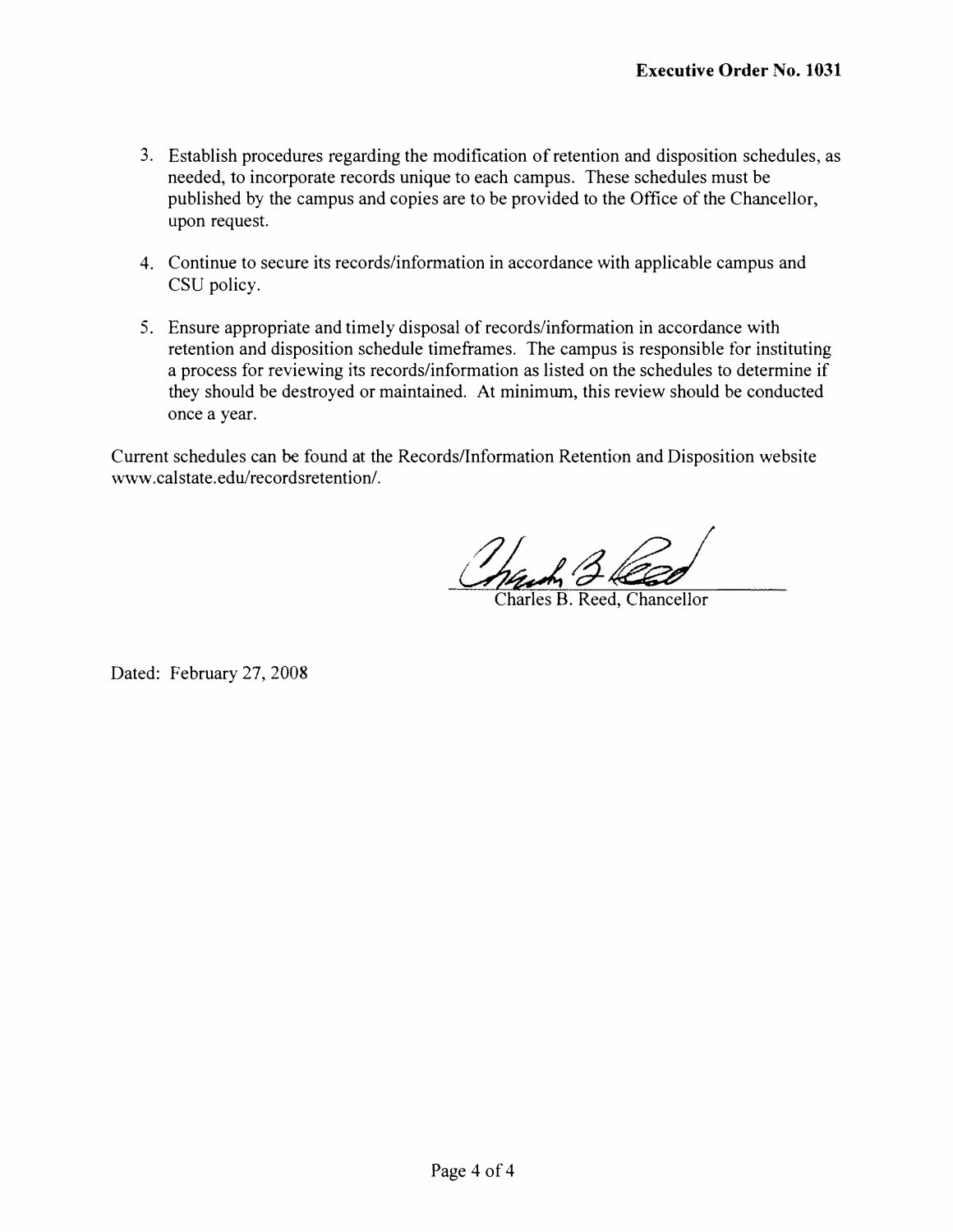3. Establish procedures regarding the modification of retention and disposition schedules, as needed, to incorporate records unique to each campus. These schedules must be published by the campus and copies are to be provided to the Office of the Chancellor, upon request.

4. Continue to secure its records/information in accordance with applicable campus and CSU policy.

5. Ensure appropriate and timely disposal of records/information in accordance with retention and disposition schedule timeframes. The campus is responsible for instituting a process for reviewing its records/information as listed on the schedules to determine if they should be destroyed or maintained. At minimum, this review should be conducted once a year.

Current schedules can be found at the Records/Information Retention and Disposition website www.calstate.edu/recordsretention/.

Charles B. Reed, Chancellor

Dated: February 27, 2008